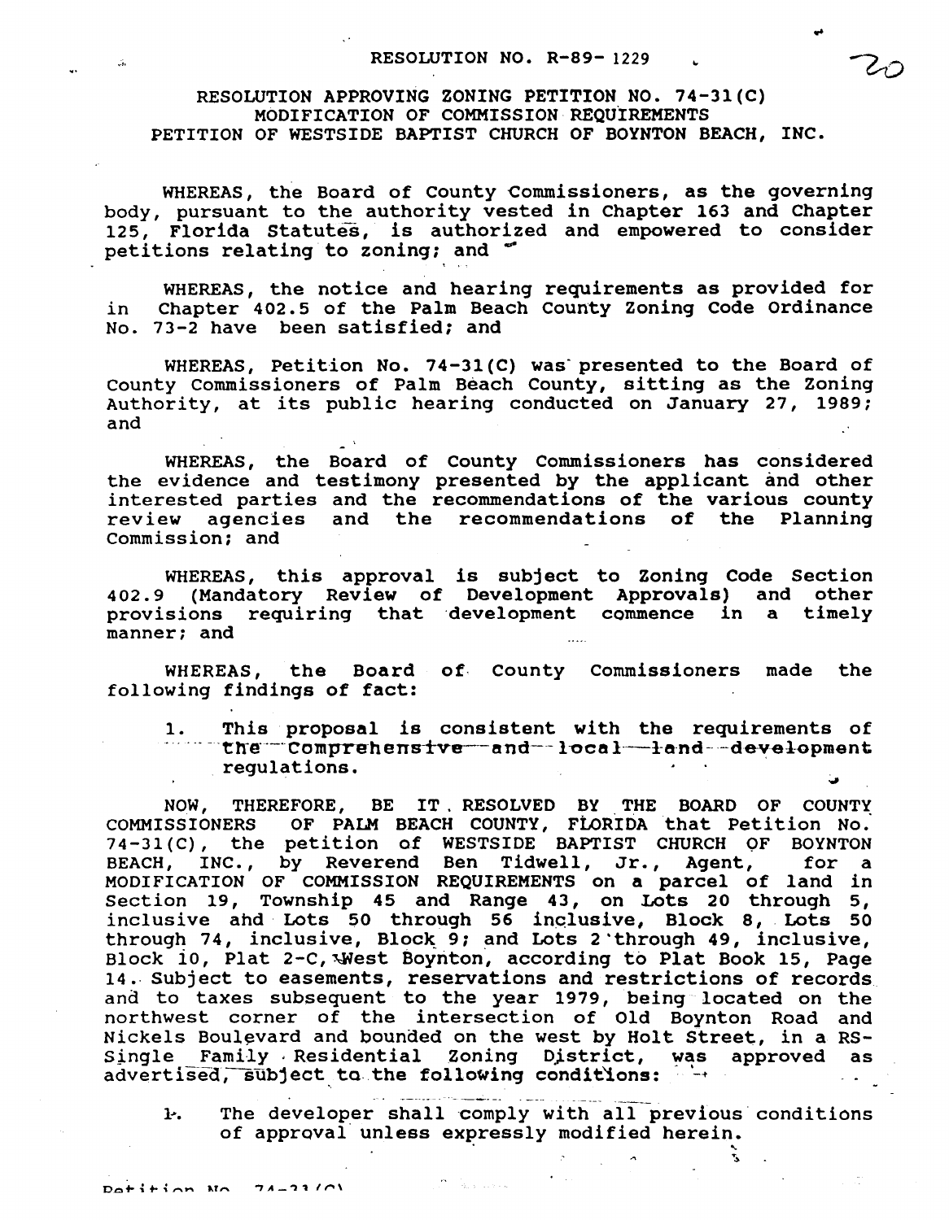RESOLUTION NO. R-89- 1229

RESOLUTION APPROVING ZONING PETITION NO. 74-31(C)
MODIFICATION OF COMMISSION REQUIREMENTS
PETITION OF WESTSIDE BAPTIST CHURCH OF BOYNTON BEACH, INC.

WHEREAS, the Board of County Commissioners, as the governing body, pursuant to the authority vested in Chapter 163 and Chapter 125, Florida Statutes, is authorized and empowered to consider petitions relating to zoning; and

WHEREAS, the notice and hearing requirements as provided for in Chapter 402.5 of the Palm Beach County Zoning Code Ordinance No. 73-2 have been satisfied; and

WHEREAS, Petition No. 74-31(C) was presented to the Board of County Commissioners of Palm Beach County, sitting as the Zoning Authority, at its public hearing conducted on January 27, 1989; and

WHEREAS, the Board of County Commissioners has considered the evidence and testimony presented by the applicant and other interested parties and the recommendations of the various county review agencies and the recommendations of the Planning Commission; and

WHEREAS, this approval is subject to Zoning Code Section 402.9 (Mandatory Review of Development Approvals) and other provisions requiring that development commence in a timely manner; and

WHEREAS, the Board of County Commissioners made the following findings of fact:

1. This proposal is consistent with the requirements of the Comprehensive and local land development regulations.

NOW, THEREFORE, BE IT RESOLVED BY THE BOARD OF COUNTY COMMISSIONERS OF PALM BEACH COUNTY, FLORIDA that Petition No. 74-31(C), the petition of WESTSIDE BAPTIST CHURCH OF BOYNTON BEACH, INC., by Reverend Ben Tidwell, Jr., Agent, for a MODIFICATION OF COMMISSION REQUIREMENTS on a parcel of land in Section 19, Township 45 and Range 43, on Lots 20 through 5, inclusive and Lots 50 through 56 inclusive, Block 8, Lots 50 through 74, inclusive, Block 9; and Lots 2 through 49, inclusive, Block 10, Plat 2-C, West Boynton, according to Plat Book 15, Page 14. Subject to easements, reservations and restrictions of records and to taxes subsequent to the year 1979, being located on the northwest corner of the intersection of Old Boynton Road and Nickels Boulevard and bounded on the west by Holt Street, in a RS-Single Family Residential Zoning District, was approved as advertised, subject to the following conditions:

1. The developer shall comply with all previous conditions of approval unless expressly modified herein.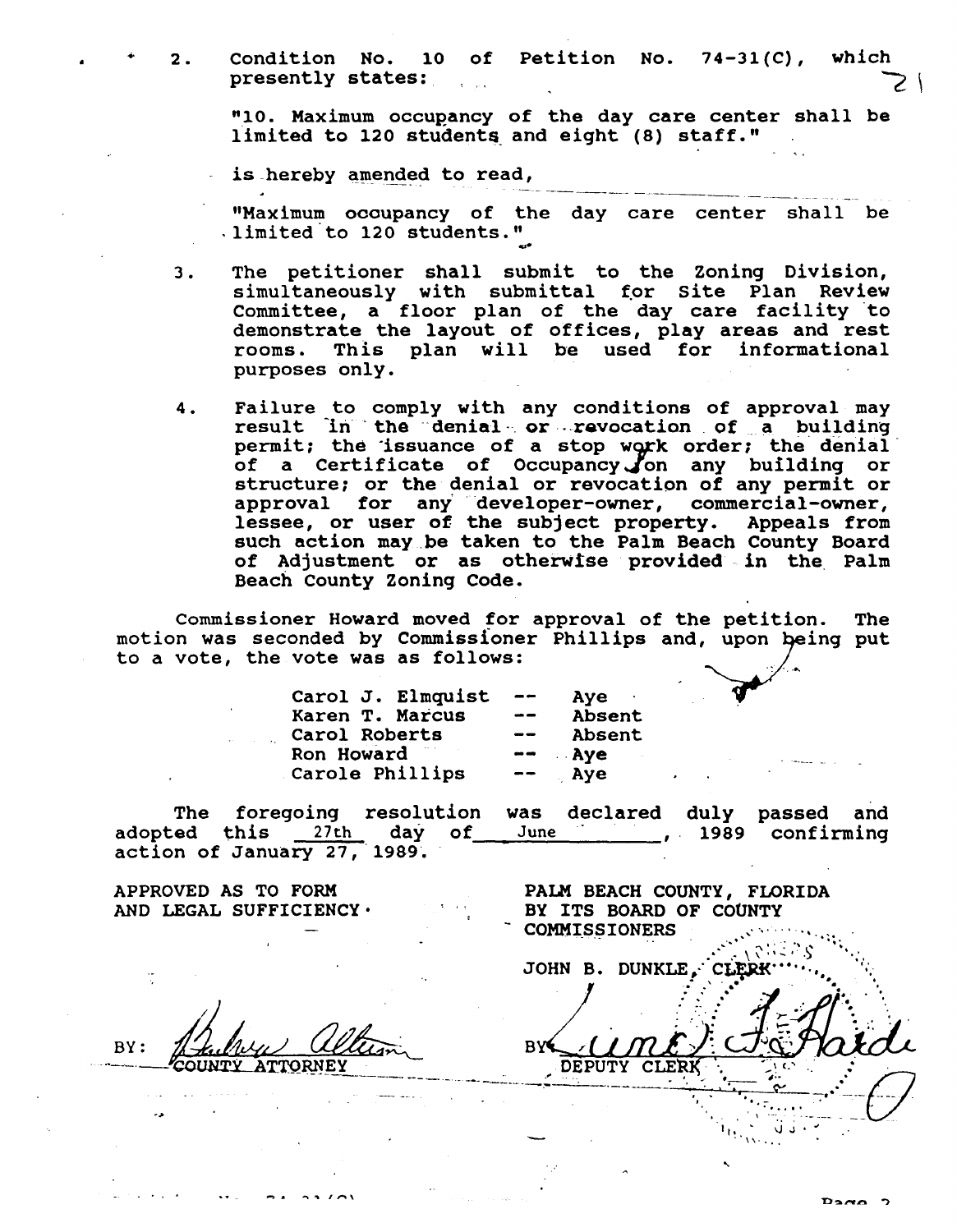2. Condition No. 10 of Petition No. 74-31(C), which presently states:

   "10. Maximum occupancy of the day care center shall be limited to 120 students and eight (8) staff."

   is hereby amended to read,

   "Maximum occupancy of the day care center shall be limited to 120 students."

3. The petitioner shall submit to the Zoning Division, simultaneously with submittal for Site Plan Review Committee, a floor plan of the day care facility to demonstrate the layout of offices, play areas and rest rooms. This plan will be used for informational purposes only.

4. Failure to comply with any conditions of approval may result in the denial or revocation of a building permit; the issuance of a stop work order; the denial of a Certificate of Occupancy on any building or structure; or the denial or revocation of any permit or approval for any developer-owner, commercial-owner, lessee, or user of the subject property. Appeals from such action may be taken to the Palm Beach County Board of Adjustment or as otherwise provided in the Palm Beach County Zoning Code.

Commissioner Howard moved for approval of the petition. The motion was seconded by Commissioner Phillips and, upon being put to a vote, the vote was as follows:

| | | |
|---|---|---|
| Carol J. Elmquist | -- | Aye |
| Karen T. Marcus | -- | Absent |
| Carol Roberts | -- | Absent |
| Ron Howard | -- | Aye |
| Carole Phillips | -- | Aye |

The foregoing resolution was declared duly passed and adopted this 27th day of June, 1989 confirming action of January 27, 1989.

APPROVED AS TO FORM AND LEGAL SUFFICIENCY·

BY: COUNTY ATTORNEY

PALM BEACH COUNTY, FLORIDA BY ITS BOARD OF COUNTY COMMISSIONERS

JOHN B. DUNKLE, CLERK

BY DEPUTY CLERK